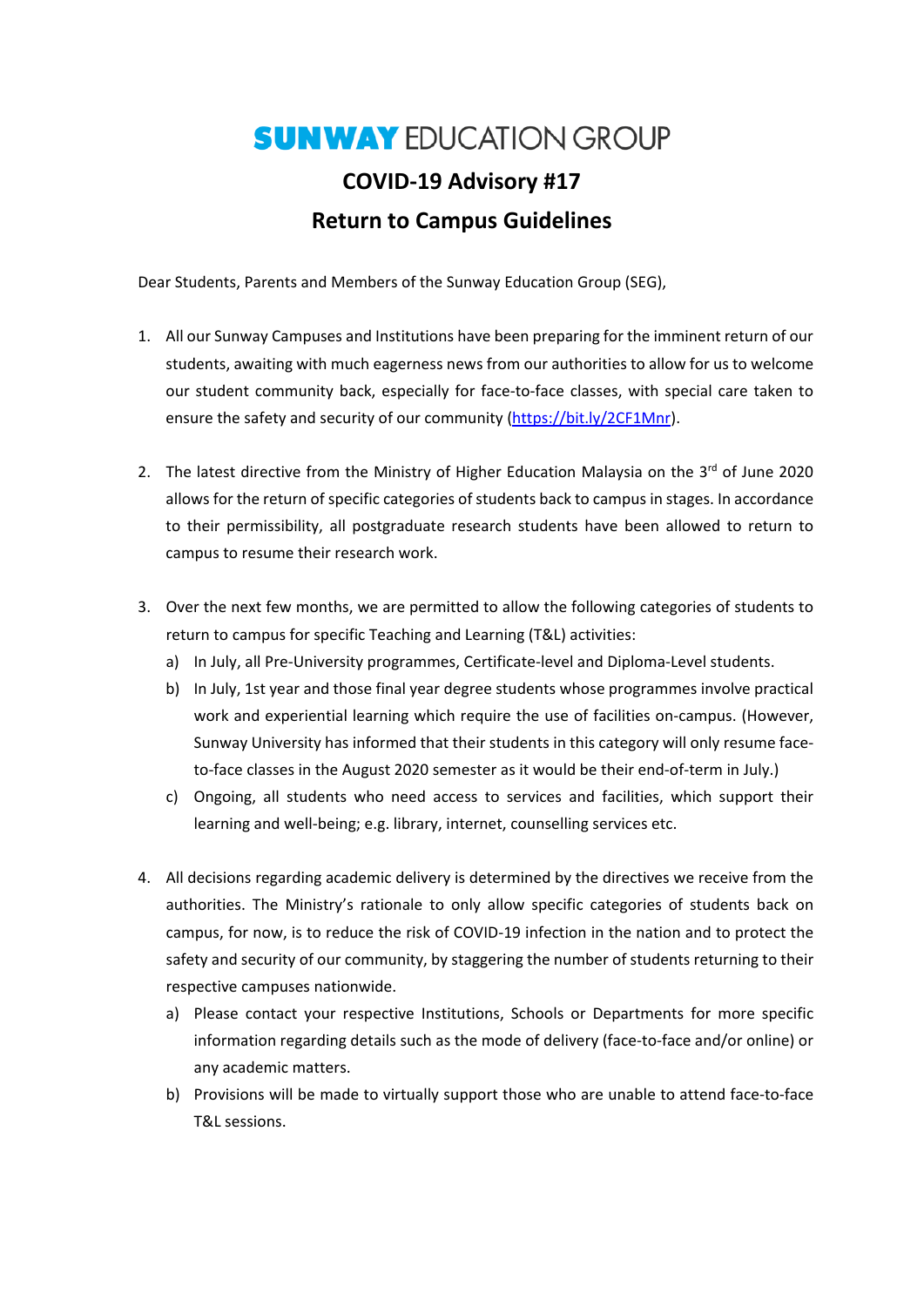# SUNWAY EDUCATION GROUP

## COVID-19 Advisory #17

## Return to Campus Guidelines

Dear Students, Parents and Members of the Sunway Education Group (SEG),

1. All our Sunway Campuses and Institutions have been preparing for the imminent return of our students, awaiting with much eagerness news from our authorities to allow for us to welcome our student community back, especially for face-to-face classes, with special care taken to ensure the safety and security of our community (https://bit.ly/2CF1Mnr).

2. The latest directive from the Ministry of Higher Education Malaysia on the 3rd of June 2020 allows for the return of specific categories of students back to campus in stages. In accordance to their permissibility, all postgraduate research students have been allowed to return to campus to resume their research work.

3. Over the next few months, we are permitted to allow the following categories of students to return to campus for specific Teaching and Learning (T&L) activities:
   a) In July, all Pre-University programmes, Certificate-level and Diploma-Level students.
   b) In July, 1st year and those final year degree students whose programmes involve practical work and experiential learning which require the use of facilities on-campus. (However, Sunway University has informed that their students in this category will only resume face-to-face classes in the August 2020 semester as it would be their end-of-term in July.)
   c) Ongoing, all students who need access to services and facilities, which support their learning and well-being; e.g. library, internet, counselling services etc.

4. All decisions regarding academic delivery is determined by the directives we receive from the authorities. The Ministry's rationale to only allow specific categories of students back on campus, for now, is to reduce the risk of COVID-19 infection in the nation and to protect the safety and security of our community, by staggering the number of students returning to their respective campuses nationwide.
   a) Please contact your respective Institutions, Schools or Departments for more specific information regarding details such as the mode of delivery (face-to-face and/or online) or any academic matters.
   b) Provisions will be made to virtually support those who are unable to attend face-to-face T&L sessions.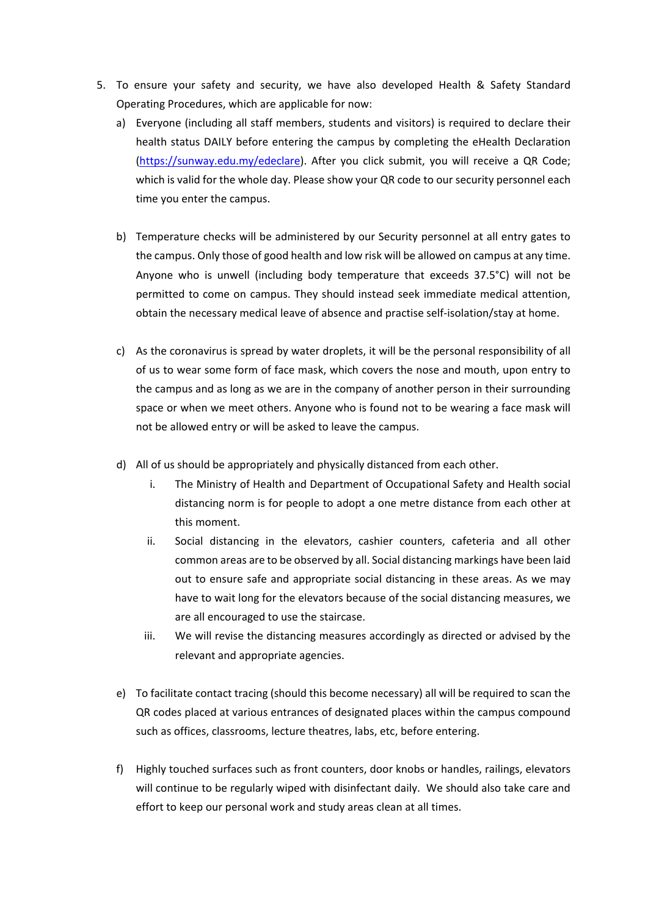5. To ensure your safety and security, we have also developed Health & Safety Standard Operating Procedures, which are applicable for now:

   a) Everyone (including all staff members, students and visitors) is required to declare their health status DAILY before entering the campus by completing the eHealth Declaration (https://sunway.edu.my/edeclare). After you click submit, you will receive a QR Code; which is valid for the whole day. Please show your QR code to our security personnel each time you enter the campus.

   b) Temperature checks will be administered by our Security personnel at all entry gates to the campus. Only those of good health and low risk will be allowed on campus at any time. Anyone who is unwell (including body temperature that exceeds 37.5°C) will not be permitted to come on campus. They should instead seek immediate medical attention, obtain the necessary medical leave of absence and practise self-isolation/stay at home.

   c) As the coronavirus is spread by water droplets, it will be the personal responsibility of all of us to wear some form of face mask, which covers the nose and mouth, upon entry to the campus and as long as we are in the company of another person in their surrounding space or when we meet others. Anyone who is found not to be wearing a face mask will not be allowed entry or will be asked to leave the campus.

   d) All of us should be appropriately and physically distanced from each other.

      i. The Ministry of Health and Department of Occupational Safety and Health social distancing norm is for people to adopt a one metre distance from each other at this moment.

      ii. Social distancing in the elevators, cashier counters, cafeteria and all other common areas are to be observed by all. Social distancing markings have been laid out to ensure safe and appropriate social distancing in these areas. As we may have to wait long for the elevators because of the social distancing measures, we are all encouraged to use the staircase.

      iii. We will revise the distancing measures accordingly as directed or advised by the relevant and appropriate agencies.

   e) To facilitate contact tracing (should this become necessary) all will be required to scan the QR codes placed at various entrances of designated places within the campus compound such as offices, classrooms, lecture theatres, labs, etc, before entering.

   f) Highly touched surfaces such as front counters, door knobs or handles, railings, elevators will continue to be regularly wiped with disinfectant daily. We should also take care and effort to keep our personal work and study areas clean at all times.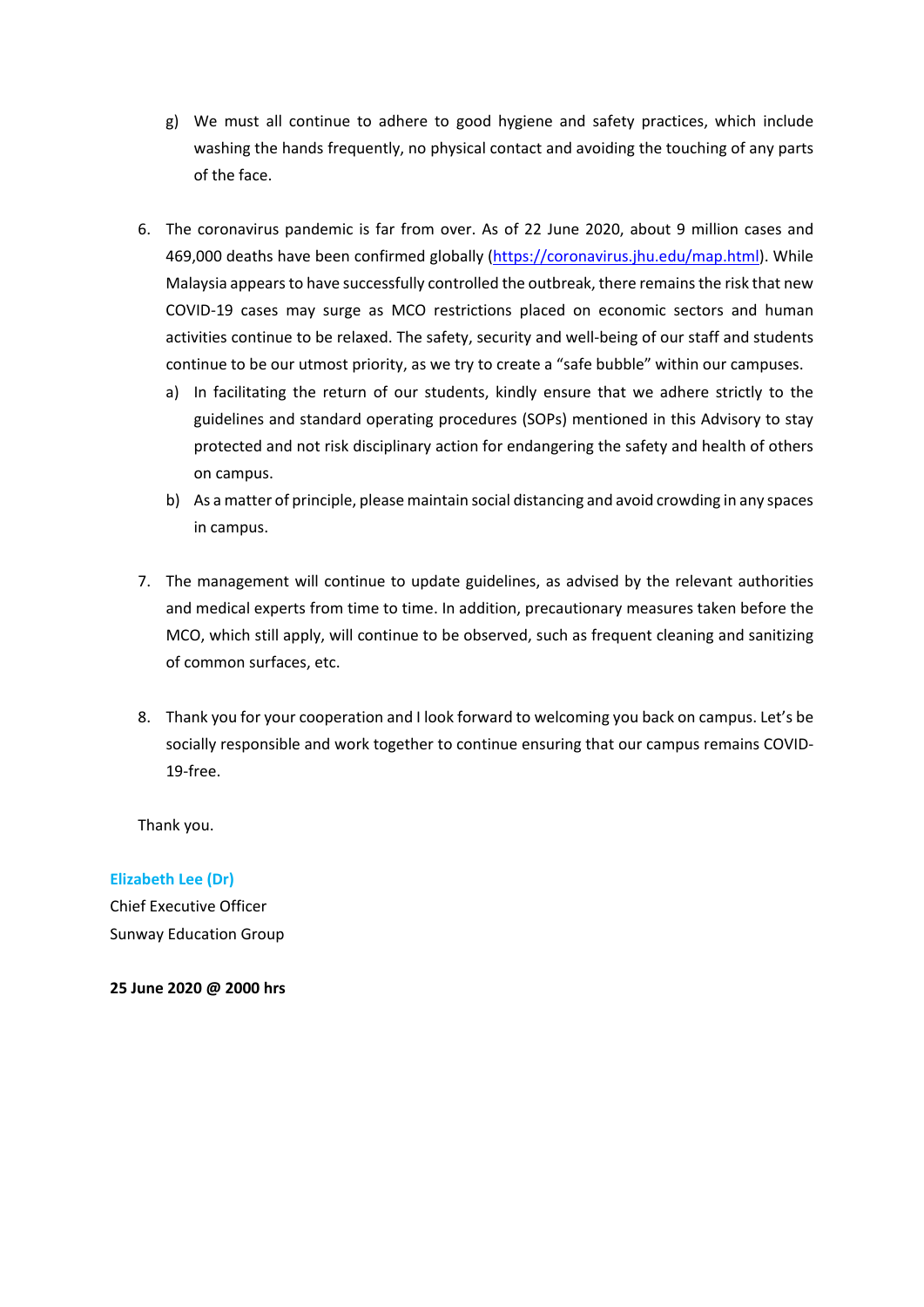g) We must all continue to adhere to good hygiene and safety practices, which include washing the hands frequently, no physical contact and avoiding the touching of any parts of the face.

6. The coronavirus pandemic is far from over. As of 22 June 2020, about 9 million cases and 469,000 deaths have been confirmed globally (https://coronavirus.jhu.edu/map.html). While Malaysia appears to have successfully controlled the outbreak, there remains the risk that new COVID-19 cases may surge as MCO restrictions placed on economic sectors and human activities continue to be relaxed. The safety, security and well-being of our staff and students continue to be our utmost priority, as we try to create a "safe bubble" within our campuses.
   a) In facilitating the return of our students, kindly ensure that we adhere strictly to the guidelines and standard operating procedures (SOPs) mentioned in this Advisory to stay protected and not risk disciplinary action for endangering the safety and health of others on campus.
   b) As a matter of principle, please maintain social distancing and avoid crowding in any spaces in campus.

7. The management will continue to update guidelines, as advised by the relevant authorities and medical experts from time to time. In addition, precautionary measures taken before the MCO, which still apply, will continue to be observed, such as frequent cleaning and sanitizing of common surfaces, etc.

8. Thank you for your cooperation and I look forward to welcoming you back on campus. Let's be socially responsible and work together to continue ensuring that our campus remains COVID-19-free.

Thank you.

**Elizabeth Lee (Dr)**
Chief Executive Officer
Sunway Education Group

**25 June 2020 @ 2000 hrs**